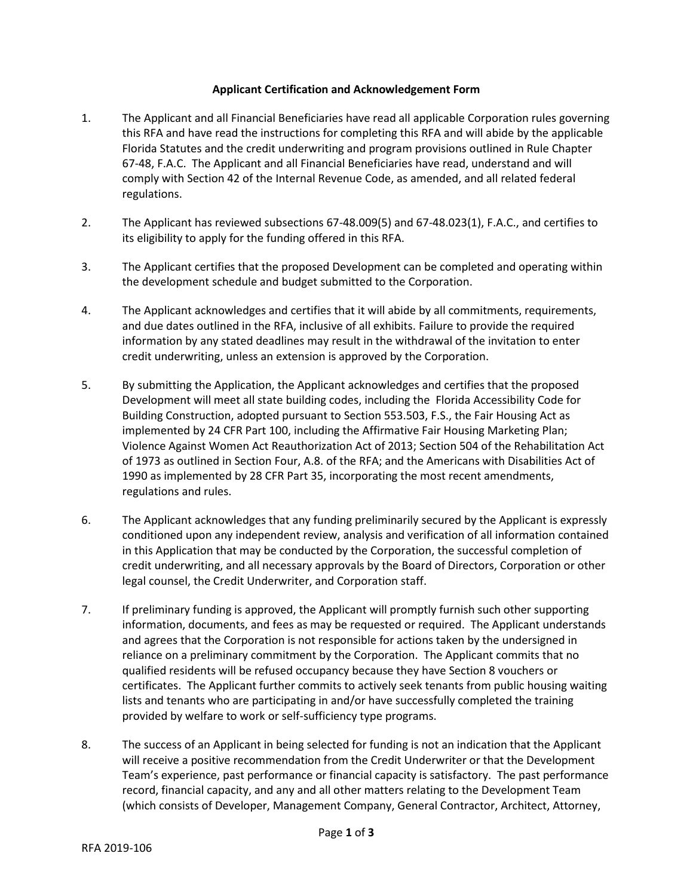**Applicant Certification and Acknowledgement Form**

1. The Applicant and all Financial Beneficiaries have read all applicable Corporation rules governing this RFA and have read the instructions for completing this RFA and will abide by the applicable Florida Statutes and the credit underwriting and program provisions outlined in Rule Chapter 67-48, F.A.C. The Applicant and all Financial Beneficiaries have read, understand and will comply with Section 42 of the Internal Revenue Code, as amended, and all related federal regulations.

2. The Applicant has reviewed subsections 67-48.009(5) and 67-48.023(1), F.A.C., and certifies to its eligibility to apply for the funding offered in this RFA.

3. The Applicant certifies that the proposed Development can be completed and operating within the development schedule and budget submitted to the Corporation.

4. The Applicant acknowledges and certifies that it will abide by all commitments, requirements, and due dates outlined in the RFA, inclusive of all exhibits. Failure to provide the required information by any stated deadlines may result in the withdrawal of the invitation to enter credit underwriting, unless an extension is approved by the Corporation.

5. By submitting the Application, the Applicant acknowledges and certifies that the proposed Development will meet all state building codes, including the Florida Accessibility Code for Building Construction, adopted pursuant to Section 553.503, F.S., the Fair Housing Act as implemented by 24 CFR Part 100, including the Affirmative Fair Housing Marketing Plan; Violence Against Women Act Reauthorization Act of 2013; Section 504 of the Rehabilitation Act of 1973 as outlined in Section Four, A.8. of the RFA; and the Americans with Disabilities Act of 1990 as implemented by 28 CFR Part 35, incorporating the most recent amendments, regulations and rules.

6. The Applicant acknowledges that any funding preliminarily secured by the Applicant is expressly conditioned upon any independent review, analysis and verification of all information contained in this Application that may be conducted by the Corporation, the successful completion of credit underwriting, and all necessary approvals by the Board of Directors, Corporation or other legal counsel, the Credit Underwriter, and Corporation staff.

7. If preliminary funding is approved, the Applicant will promptly furnish such other supporting information, documents, and fees as may be requested or required. The Applicant understands and agrees that the Corporation is not responsible for actions taken by the undersigned in reliance on a preliminary commitment by the Corporation. The Applicant commits that no qualified residents will be refused occupancy because they have Section 8 vouchers or certificates. The Applicant further commits to actively seek tenants from public housing waiting lists and tenants who are participating in and/or have successfully completed the training provided by welfare to work or self-sufficiency type programs.

8. The success of an Applicant in being selected for funding is not an indication that the Applicant will receive a positive recommendation from the Credit Underwriter or that the Development Team's experience, past performance or financial capacity is satisfactory. The past performance record, financial capacity, and any and all other matters relating to the Development Team (which consists of Developer, Management Company, General Contractor, Architect, Attorney,

RFA 2019-106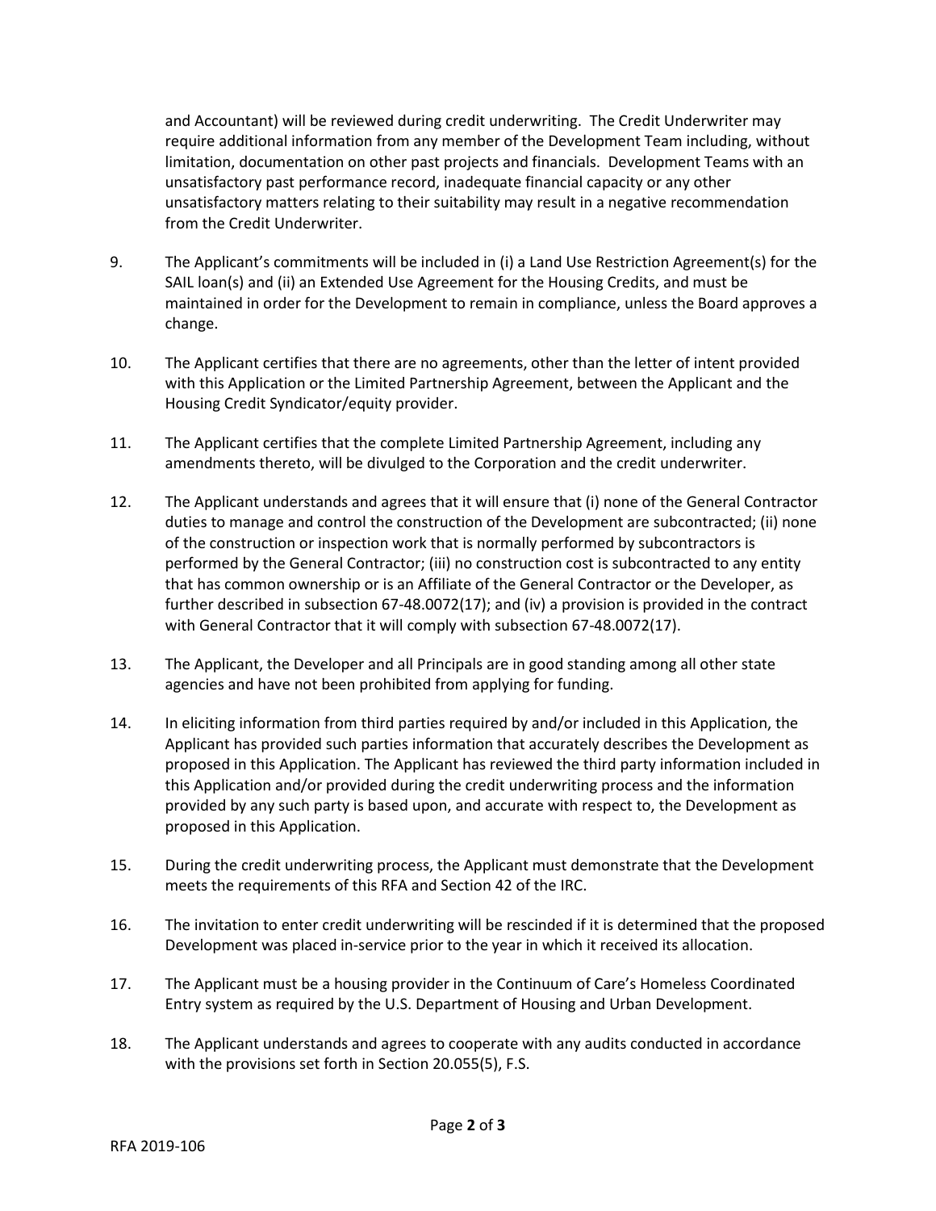and Accountant) will be reviewed during credit underwriting. The Credit Underwriter may require additional information from any member of the Development Team including, without limitation, documentation on other past projects and financials. Development Teams with an unsatisfactory past performance record, inadequate financial capacity or any other unsatisfactory matters relating to their suitability may result in a negative recommendation from the Credit Underwriter.

9. The Applicant's commitments will be included in (i) a Land Use Restriction Agreement(s) for the SAIL loan(s) and (ii) an Extended Use Agreement for the Housing Credits, and must be maintained in order for the Development to remain in compliance, unless the Board approves a change.

10. The Applicant certifies that there are no agreements, other than the letter of intent provided with this Application or the Limited Partnership Agreement, between the Applicant and the Housing Credit Syndicator/equity provider.

11. The Applicant certifies that the complete Limited Partnership Agreement, including any amendments thereto, will be divulged to the Corporation and the credit underwriter.

12. The Applicant understands and agrees that it will ensure that (i) none of the General Contractor duties to manage and control the construction of the Development are subcontracted; (ii) none of the construction or inspection work that is normally performed by subcontractors is performed by the General Contractor; (iii) no construction cost is subcontracted to any entity that has common ownership or is an Affiliate of the General Contractor or the Developer, as further described in subsection 67-48.0072(17); and (iv) a provision is provided in the contract with General Contractor that it will comply with subsection 67-48.0072(17).

13. The Applicant, the Developer and all Principals are in good standing among all other state agencies and have not been prohibited from applying for funding.

14. In eliciting information from third parties required by and/or included in this Application, the Applicant has provided such parties information that accurately describes the Development as proposed in this Application. The Applicant has reviewed the third party information included in this Application and/or provided during the credit underwriting process and the information provided by any such party is based upon, and accurate with respect to, the Development as proposed in this Application.

15. During the credit underwriting process, the Applicant must demonstrate that the Development meets the requirements of this RFA and Section 42 of the IRC.

16. The invitation to enter credit underwriting will be rescinded if it is determined that the proposed Development was placed in-service prior to the year in which it received its allocation.

17. The Applicant must be a housing provider in the Continuum of Care's Homeless Coordinated Entry system as required by the U.S. Department of Housing and Urban Development.

18. The Applicant understands and agrees to cooperate with any audits conducted in accordance with the provisions set forth in Section 20.055(5), F.S.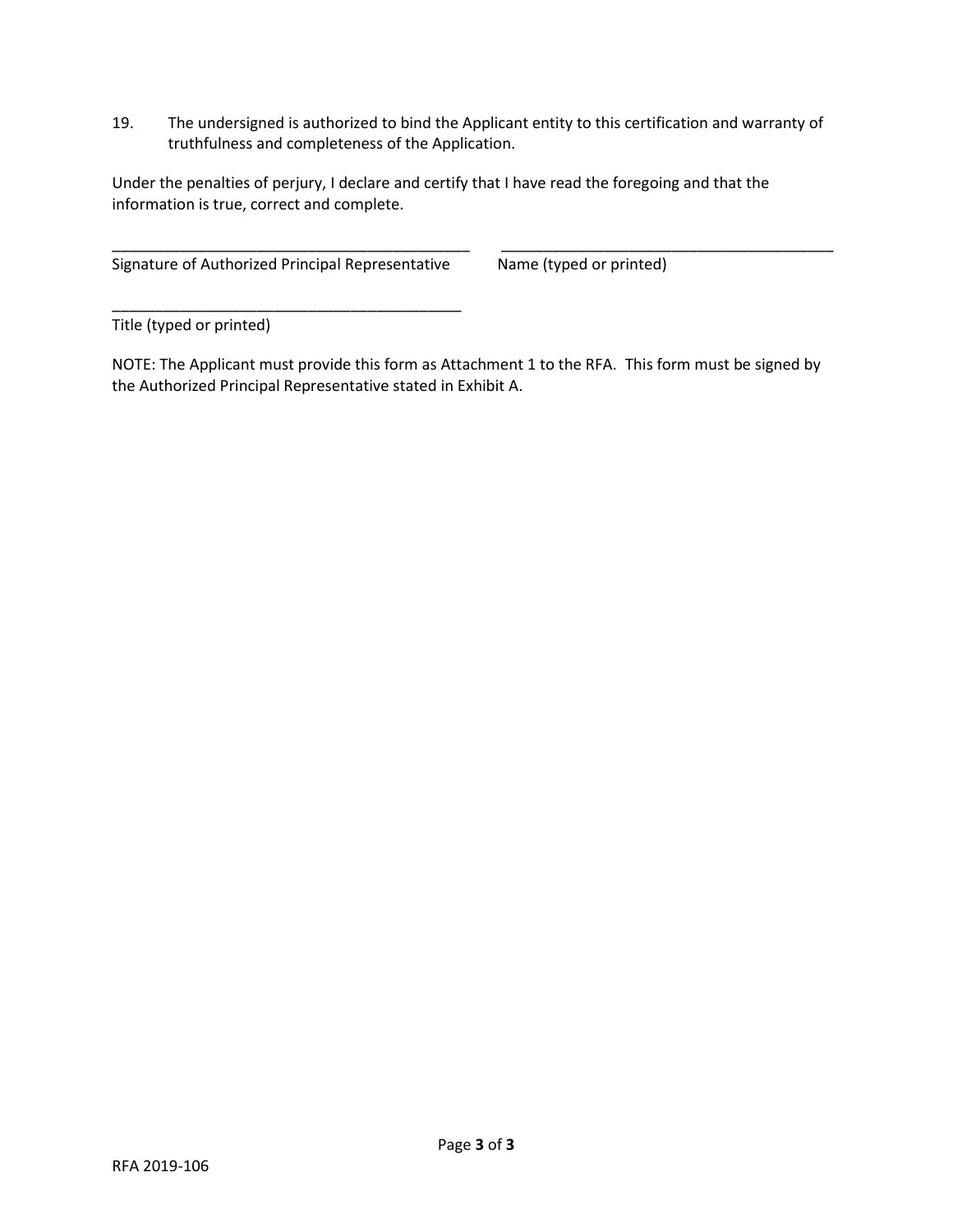19. The undersigned is authorized to bind the Applicant entity to this certification and warranty of truthfulness and completeness of the Application.

Under the penalties of perjury, I declare and certify that I have read the foregoing and that the information is true, correct and complete.

_____________________________________________ _________________________________________

Signature of Authorized Principal Representative Name (typed or printed)

___________________________________________

Title (typed or printed)

NOTE: The Applicant must provide this form as Attachment 1 to the RFA. This form must be signed by the Authorized Principal Representative stated in Exhibit A.

RFA 2019-106